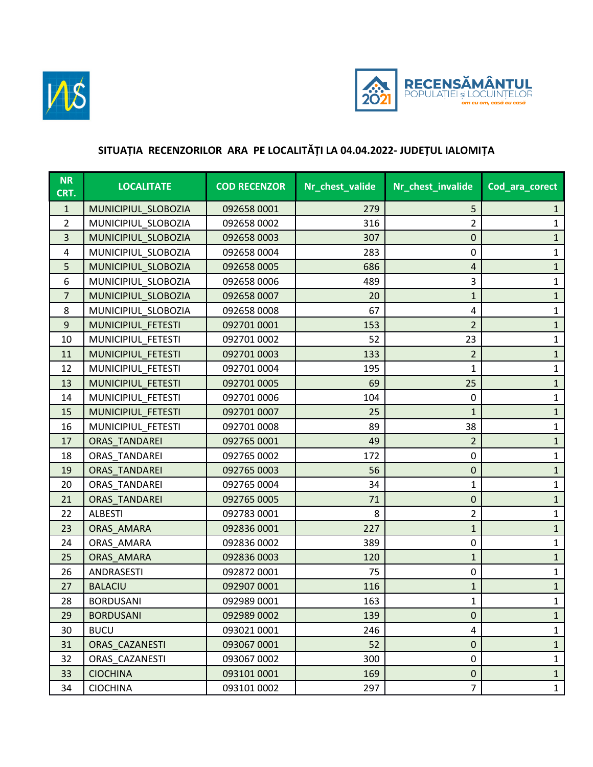## SITUAȚIA RECENZORILOR ARA PE LOCALITĂȚI LA 04.04.2022- JUDEȚUL IALOMIȚA

| NR CRT. | LOCALITATE | COD RECENZOR | Nr_chest_valide | Nr_chest_invalide | Cod_ara_corect |
|---|---|---|---|---|---|
| 1 | MUNICIPIUL_SLOBOZIA | 092658 0001 | 279 | 5 | 1 |
| 2 | MUNICIPIUL_SLOBOZIA | 092658 0002 | 316 | 2 | 1 |
| 3 | MUNICIPIUL_SLOBOZIA | 092658 0003 | 307 | 0 | 1 |
| 4 | MUNICIPIUL_SLOBOZIA | 092658 0004 | 283 | 0 | 1 |
| 5 | MUNICIPIUL_SLOBOZIA | 092658 0005 | 686 | 4 | 1 |
| 6 | MUNICIPIUL_SLOBOZIA | 092658 0006 | 489 | 3 | 1 |
| 7 | MUNICIPIUL_SLOBOZIA | 092658 0007 | 20 | 1 | 1 |
| 8 | MUNICIPIUL_SLOBOZIA | 092658 0008 | 67 | 4 | 1 |
| 9 | MUNICIPIUL_FETESTI | 092701 0001 | 153 | 2 | 1 |
| 10 | MUNICIPIUL_FETESTI | 092701 0002 | 52 | 23 | 1 |
| 11 | MUNICIPIUL_FETESTI | 092701 0003 | 133 | 2 | 1 |
| 12 | MUNICIPIUL_FETESTI | 092701 0004 | 195 | 1 | 1 |
| 13 | MUNICIPIUL_FETESTI | 092701 0005 | 69 | 25 | 1 |
| 14 | MUNICIPIUL_FETESTI | 092701 0006 | 104 | 0 | 1 |
| 15 | MUNICIPIUL_FETESTI | 092701 0007 | 25 | 1 | 1 |
| 16 | MUNICIPIUL_FETESTI | 092701 0008 | 89 | 38 | 1 |
| 17 | ORAS_TANDAREI | 092765 0001 | 49 | 2 | 1 |
| 18 | ORAS_TANDAREI | 092765 0002 | 172 | 0 | 1 |
| 19 | ORAS_TANDAREI | 092765 0003 | 56 | 0 | 1 |
| 20 | ORAS_TANDAREI | 092765 0004 | 34 | 1 | 1 |
| 21 | ORAS_TANDAREI | 092765 0005 | 71 | 0 | 1 |
| 22 | ALBESTI | 092783 0001 | 8 | 2 | 1 |
| 23 | ORAS_AMARA | 092836 0001 | 227 | 1 | 1 |
| 24 | ORAS_AMARA | 092836 0002 | 389 | 0 | 1 |
| 25 | ORAS_AMARA | 092836 0003 | 120 | 1 | 1 |
| 26 | ANDRASESTI | 092872 0001 | 75 | 0 | 1 |
| 27 | BALACIU | 092907 0001 | 116 | 1 | 1 |
| 28 | BORDUSANI | 092989 0001 | 163 | 1 | 1 |
| 29 | BORDUSANI | 092989 0002 | 139 | 0 | 1 |
| 30 | BUCU | 093021 0001 | 246 | 4 | 1 |
| 31 | ORAS_CAZANESTI | 093067 0001 | 52 | 0 | 1 |
| 32 | ORAS_CAZANESTI | 093067 0002 | 300 | 0 | 1 |
| 33 | CIOCHINA | 093101 0001 | 169 | 0 | 1 |
| 34 | CIOCHINA | 093101 0002 | 297 | 7 | 1 |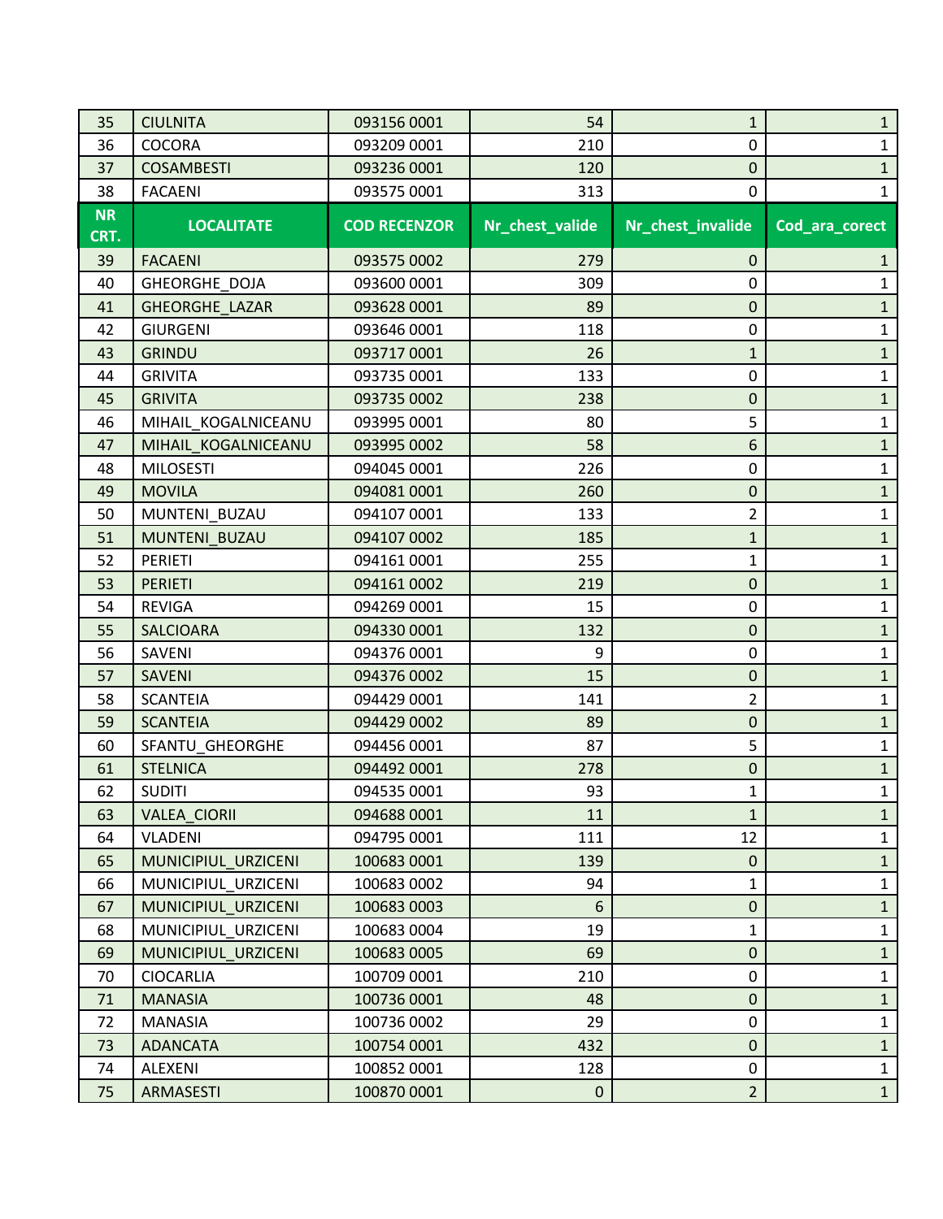| NR CRT. | LOCALITATE | COD RECENZOR | Nr_chest_valide | Nr_chest_invalide | Cod_ara_corect |
|---|---|---|---|---|---|
| 35 | CIULNITA | 093156 0001 | 54 | 1 | 1 |
| 36 | COCORA | 093209 0001 | 210 | 0 | 1 |
| 37 | COSAMBESTI | 093236 0001 | 120 | 0 | 1 |
| 38 | FACAENI | 093575 0001 | 313 | 0 | 1 |
| 39 | FACAENI | 093575 0002 | 279 | 0 | 1 |
| 40 | GHEORGHE_DOJA | 093600 0001 | 309 | 0 | 1 |
| 41 | GHEORGHE_LAZAR | 093628 0001 | 89 | 0 | 1 |
| 42 | GIURGENI | 093646 0001 | 118 | 0 | 1 |
| 43 | GRINDU | 093717 0001 | 26 | 1 | 1 |
| 44 | GRIVITA | 093735 0001 | 133 | 0 | 1 |
| 45 | GRIVITA | 093735 0002 | 238 | 0 | 1 |
| 46 | MIHAIL_KOGALNICEANU | 093995 0001 | 80 | 5 | 1 |
| 47 | MIHAIL_KOGALNICEANU | 093995 0002 | 58 | 6 | 1 |
| 48 | MILOSESTI | 094045 0001 | 226 | 0 | 1 |
| 49 | MOVILA | 094081 0001 | 260 | 0 | 1 |
| 50 | MUNTENI_BUZAU | 094107 0001 | 133 | 2 | 1 |
| 51 | MUNTENI_BUZAU | 094107 0002 | 185 | 1 | 1 |
| 52 | PERIETI | 094161 0001 | 255 | 1 | 1 |
| 53 | PERIETI | 094161 0002 | 219 | 0 | 1 |
| 54 | REVIGA | 094269 0001 | 15 | 0 | 1 |
| 55 | SALCIOARA | 094330 0001 | 132 | 0 | 1 |
| 56 | SAVENI | 094376 0001 | 9 | 0 | 1 |
| 57 | SAVENI | 094376 0002 | 15 | 0 | 1 |
| 58 | SCANTEIA | 094429 0001 | 141 | 2 | 1 |
| 59 | SCANTEIA | 094429 0002 | 89 | 0 | 1 |
| 60 | SFANTU_GHEORGHE | 094456 0001 | 87 | 5 | 1 |
| 61 | STELNICA | 094492 0001 | 278 | 0 | 1 |
| 62 | SUDITI | 094535 0001 | 93 | 1 | 1 |
| 63 | VALEA_CIORII | 094688 0001 | 11 | 1 | 1 |
| 64 | VLADENI | 094795 0001 | 111 | 12 | 1 |
| 65 | MUNICIPIUL_URZICENI | 100683 0001 | 139 | 0 | 1 |
| 66 | MUNICIPIUL_URZICENI | 100683 0002 | 94 | 1 | 1 |
| 67 | MUNICIPIUL_URZICENI | 100683 0003 | 6 | 0 | 1 |
| 68 | MUNICIPIUL_URZICENI | 100683 0004 | 19 | 1 | 1 |
| 69 | MUNICIPIUL_URZICENI | 100683 0005 | 69 | 0 | 1 |
| 70 | CIOCARLIA | 100709 0001 | 210 | 0 | 1 |
| 71 | MANASIA | 100736 0001 | 48 | 0 | 1 |
| 72 | MANASIA | 100736 0002 | 29 | 0 | 1 |
| 73 | ADANCATA | 100754 0001 | 432 | 0 | 1 |
| 74 | ALEXENI | 100852 0001 | 128 | 0 | 1 |
| 75 | ARMASESTI | 100870 0001 | 0 | 2 | 1 |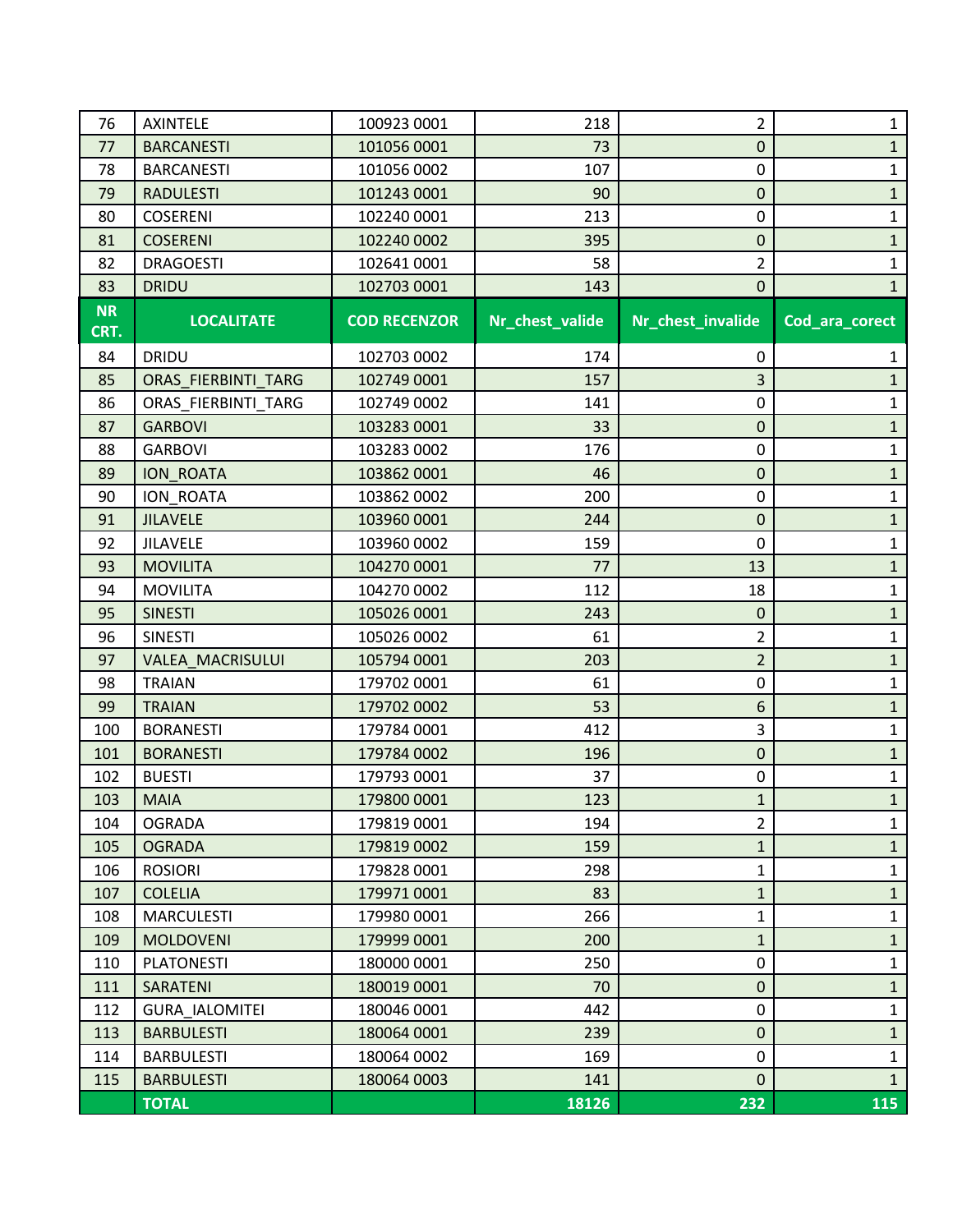| NR CRT. | LOCALITATE | COD RECENZOR | Nr_chest_valide | Nr_chest_invalide | Cod_ara_corect |
|---|---|---|---|---|---|
| 76 | AXINTELE | 100923 0001 | 218 | 2 | 1 |
| 77 | BARCANESTI | 101056 0001 | 73 | 0 | 1 |
| 78 | BARCANESTI | 101056 0002 | 107 | 0 | 1 |
| 79 | RADULESTI | 101243 0001 | 90 | 0 | 1 |
| 80 | COSERENI | 102240 0001 | 213 | 0 | 1 |
| 81 | COSERENI | 102240 0002 | 395 | 0 | 1 |
| 82 | DRAGOESTI | 102641 0001 | 58 | 2 | 1 |
| 83 | DRIDU | 102703 0001 | 143 | 0 | 1 |
| 84 | DRIDU | 102703 0002 | 174 | 0 | 1 |
| 85 | ORAS_FIERBINTI_TARG | 102749 0001 | 157 | 3 | 1 |
| 86 | ORAS_FIERBINTI_TARG | 102749 0002 | 141 | 0 | 1 |
| 87 | GARBOVI | 103283 0001 | 33 | 0 | 1 |
| 88 | GARBOVI | 103283 0002 | 176 | 0 | 1 |
| 89 | ION_ROATA | 103862 0001 | 46 | 0 | 1 |
| 90 | ION_ROATA | 103862 0002 | 200 | 0 | 1 |
| 91 | JILAVELE | 103960 0001 | 244 | 0 | 1 |
| 92 | JILAVELE | 103960 0002 | 159 | 0 | 1 |
| 93 | MOVILITA | 104270 0001 | 77 | 13 | 1 |
| 94 | MOVILITA | 104270 0002 | 112 | 18 | 1 |
| 95 | SINESTI | 105026 0001 | 243 | 0 | 1 |
| 96 | SINESTI | 105026 0002 | 61 | 2 | 1 |
| 97 | VALEA_MACRISULUI | 105794 0001 | 203 | 2 | 1 |
| 98 | TRAIAN | 179702 0001 | 61 | 0 | 1 |
| 99 | TRAIAN | 179702 0002 | 53 | 6 | 1 |
| 100 | BORANESTI | 179784 0001 | 412 | 3 | 1 |
| 101 | BORANESTI | 179784 0002 | 196 | 0 | 1 |
| 102 | BUESTI | 179793 0001 | 37 | 0 | 1 |
| 103 | MAIA | 179800 0001 | 123 | 1 | 1 |
| 104 | OGRADA | 179819 0001 | 194 | 2 | 1 |
| 105 | OGRADA | 179819 0002 | 159 | 1 | 1 |
| 106 | ROSIORI | 179828 0001 | 298 | 1 | 1 |
| 107 | COLELIA | 179971 0001 | 83 | 1 | 1 |
| 108 | MARCULESTI | 179980 0001 | 266 | 1 | 1 |
| 109 | MOLDOVENI | 179999 0001 | 200 | 1 | 1 |
| 110 | PLATONESTI | 180000 0001 | 250 | 0 | 1 |
| 111 | SARATENI | 180019 0001 | 70 | 0 | 1 |
| 112 | GURA_IALOMITEI | 180046 0001 | 442 | 0 | 1 |
| 113 | BARBULESTI | 180064 0001 | 239 | 0 | 1 |
| 114 | BARBULESTI | 180064 0002 | 169 | 0 | 1 |
| 115 | BARBULESTI | 180064 0003 | 141 | 0 | 1 |
| | **TOTAL** | | **18126** | **232** | **115** |